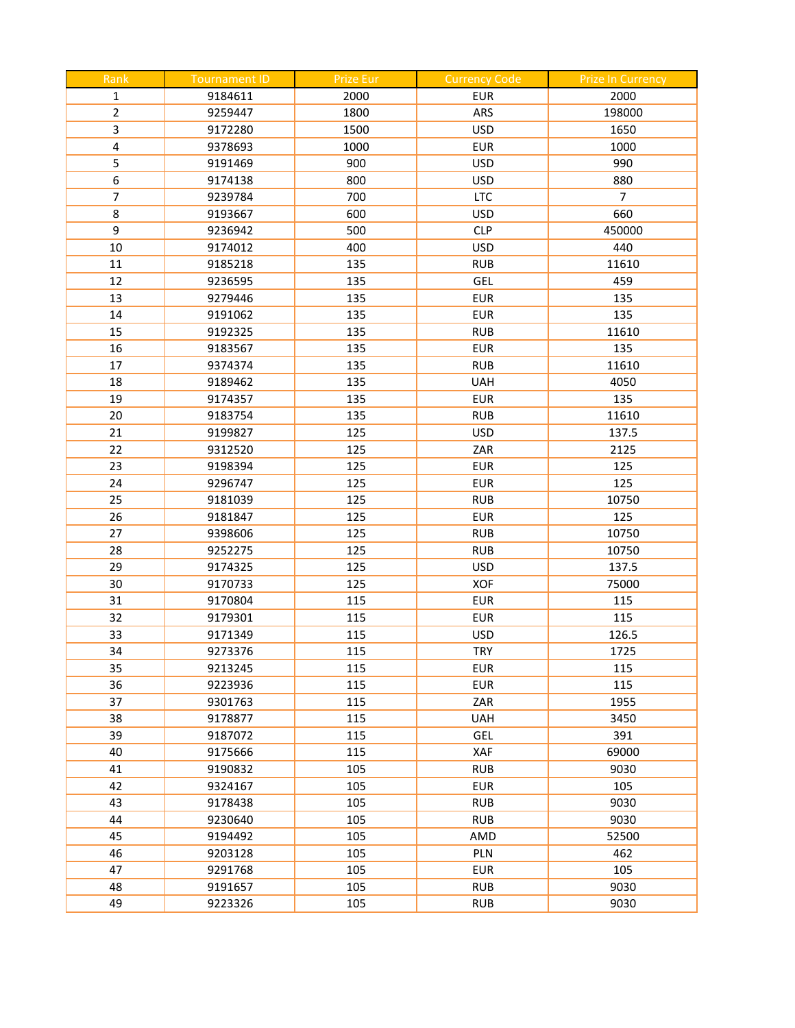| Rank | Tournament ID | Prize Eur | Currency Code | Prize In Currency |
|---|---|---|---|---|
| 1 | 9184611 | 2000 | EUR | 2000 |
| 2 | 9259447 | 1800 | ARS | 198000 |
| 3 | 9172280 | 1500 | USD | 1650 |
| 4 | 9378693 | 1000 | EUR | 1000 |
| 5 | 9191469 | 900 | USD | 990 |
| 6 | 9174138 | 800 | USD | 880 |
| 7 | 9239784 | 700 | LTC | 7 |
| 8 | 9193667 | 600 | USD | 660 |
| 9 | 9236942 | 500 | CLP | 450000 |
| 10 | 9174012 | 400 | USD | 440 |
| 11 | 9185218 | 135 | RUB | 11610 |
| 12 | 9236595 | 135 | GEL | 459 |
| 13 | 9279446 | 135 | EUR | 135 |
| 14 | 9191062 | 135 | EUR | 135 |
| 15 | 9192325 | 135 | RUB | 11610 |
| 16 | 9183567 | 135 | EUR | 135 |
| 17 | 9374374 | 135 | RUB | 11610 |
| 18 | 9189462 | 135 | UAH | 4050 |
| 19 | 9174357 | 135 | EUR | 135 |
| 20 | 9183754 | 135 | RUB | 11610 |
| 21 | 9199827 | 125 | USD | 137.5 |
| 22 | 9312520 | 125 | ZAR | 2125 |
| 23 | 9198394 | 125 | EUR | 125 |
| 24 | 9296747 | 125 | EUR | 125 |
| 25 | 9181039 | 125 | RUB | 10750 |
| 26 | 9181847 | 125 | EUR | 125 |
| 27 | 9398606 | 125 | RUB | 10750 |
| 28 | 9252275 | 125 | RUB | 10750 |
| 29 | 9174325 | 125 | USD | 137.5 |
| 30 | 9170733 | 125 | XOF | 75000 |
| 31 | 9170804 | 115 | EUR | 115 |
| 32 | 9179301 | 115 | EUR | 115 |
| 33 | 9171349 | 115 | USD | 126.5 |
| 34 | 9273376 | 115 | TRY | 1725 |
| 35 | 9213245 | 115 | EUR | 115 |
| 36 | 9223936 | 115 | EUR | 115 |
| 37 | 9301763 | 115 | ZAR | 1955 |
| 38 | 9178877 | 115 | UAH | 3450 |
| 39 | 9187072 | 115 | GEL | 391 |
| 40 | 9175666 | 115 | XAF | 69000 |
| 41 | 9190832 | 105 | RUB | 9030 |
| 42 | 9324167 | 105 | EUR | 105 |
| 43 | 9178438 | 105 | RUB | 9030 |
| 44 | 9230640 | 105 | RUB | 9030 |
| 45 | 9194492 | 105 | AMD | 52500 |
| 46 | 9203128 | 105 | PLN | 462 |
| 47 | 9291768 | 105 | EUR | 105 |
| 48 | 9191657 | 105 | RUB | 9030 |
| 49 | 9223326 | 105 | RUB | 9030 |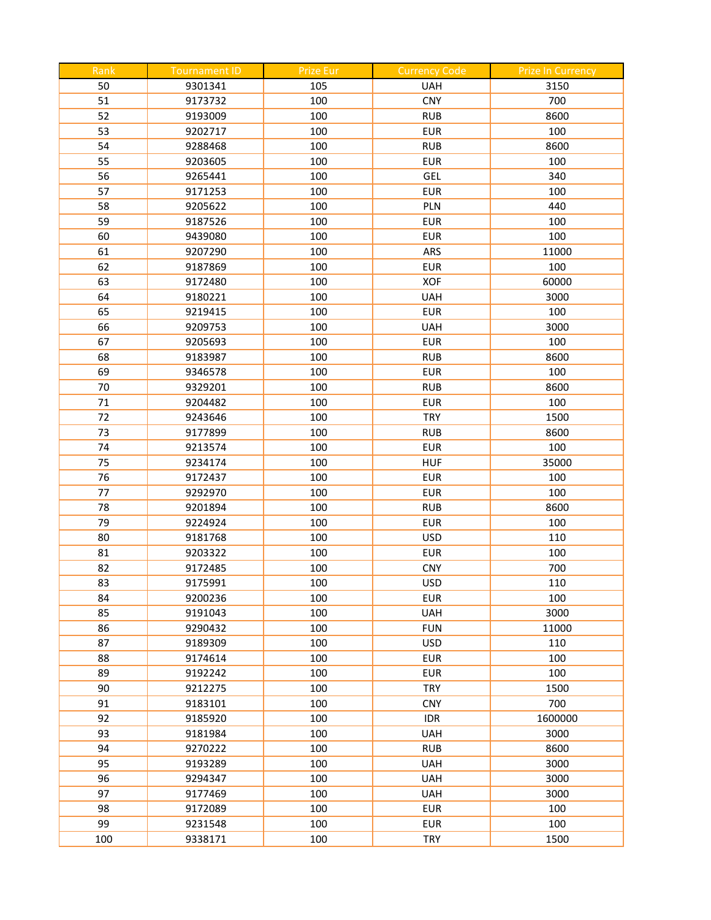| Rank | Tournament ID | Prize Eur | Currency Code | Prize In Currency |
|---|---|---|---|---|
| 50 | 9301341 | 105 | UAH | 3150 |
| 51 | 9173732 | 100 | CNY | 700 |
| 52 | 9193009 | 100 | RUB | 8600 |
| 53 | 9202717 | 100 | EUR | 100 |
| 54 | 9288468 | 100 | RUB | 8600 |
| 55 | 9203605 | 100 | EUR | 100 |
| 56 | 9265441 | 100 | GEL | 340 |
| 57 | 9171253 | 100 | EUR | 100 |
| 58 | 9205622 | 100 | PLN | 440 |
| 59 | 9187526 | 100 | EUR | 100 |
| 60 | 9439080 | 100 | EUR | 100 |
| 61 | 9207290 | 100 | ARS | 11000 |
| 62 | 9187869 | 100 | EUR | 100 |
| 63 | 9172480 | 100 | XOF | 60000 |
| 64 | 9180221 | 100 | UAH | 3000 |
| 65 | 9219415 | 100 | EUR | 100 |
| 66 | 9209753 | 100 | UAH | 3000 |
| 67 | 9205693 | 100 | EUR | 100 |
| 68 | 9183987 | 100 | RUB | 8600 |
| 69 | 9346578 | 100 | EUR | 100 |
| 70 | 9329201 | 100 | RUB | 8600 |
| 71 | 9204482 | 100 | EUR | 100 |
| 72 | 9243646 | 100 | TRY | 1500 |
| 73 | 9177899 | 100 | RUB | 8600 |
| 74 | 9213574 | 100 | EUR | 100 |
| 75 | 9234174 | 100 | HUF | 35000 |
| 76 | 9172437 | 100 | EUR | 100 |
| 77 | 9292970 | 100 | EUR | 100 |
| 78 | 9201894 | 100 | RUB | 8600 |
| 79 | 9224924 | 100 | EUR | 100 |
| 80 | 9181768 | 100 | USD | 110 |
| 81 | 9203322 | 100 | EUR | 100 |
| 82 | 9172485 | 100 | CNY | 700 |
| 83 | 9175991 | 100 | USD | 110 |
| 84 | 9200236 | 100 | EUR | 100 |
| 85 | 9191043 | 100 | UAH | 3000 |
| 86 | 9290432 | 100 | FUN | 11000 |
| 87 | 9189309 | 100 | USD | 110 |
| 88 | 9174614 | 100 | EUR | 100 |
| 89 | 9192242 | 100 | EUR | 100 |
| 90 | 9212275 | 100 | TRY | 1500 |
| 91 | 9183101 | 100 | CNY | 700 |
| 92 | 9185920 | 100 | IDR | 1600000 |
| 93 | 9181984 | 100 | UAH | 3000 |
| 94 | 9270222 | 100 | RUB | 8600 |
| 95 | 9193289 | 100 | UAH | 3000 |
| 96 | 9294347 | 100 | UAH | 3000 |
| 97 | 9177469 | 100 | UAH | 3000 |
| 98 | 9172089 | 100 | EUR | 100 |
| 99 | 9231548 | 100 | EUR | 100 |
| 100 | 9338171 | 100 | TRY | 1500 |